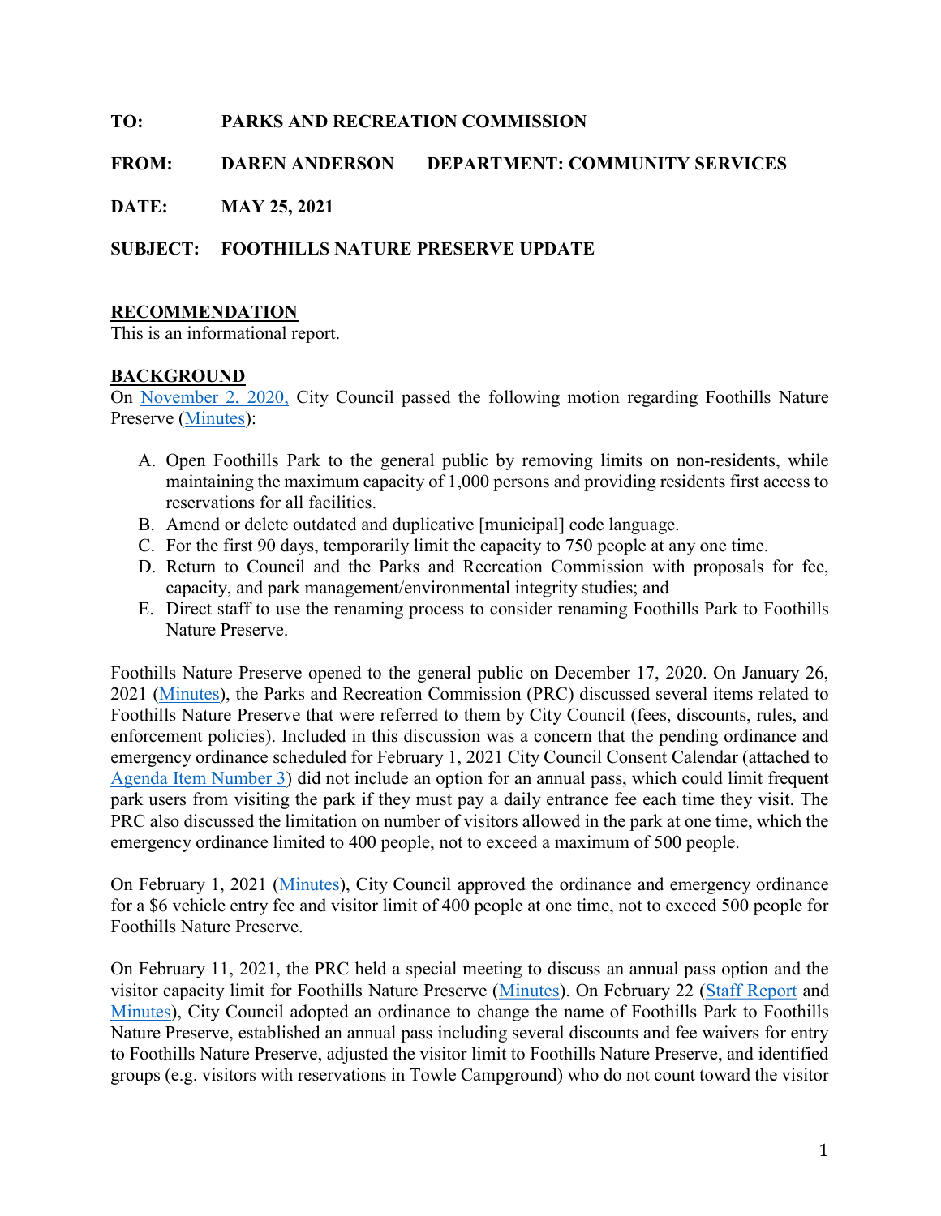**TO:** PARKS AND RECREATION COMMISSION

**FROM:** DAREN ANDERSON **DEPARTMENT: COMMUNITY SERVICES**

**DATE:** MAY 25, 2021

**SUBJECT:** FOOTHILLS NATURE PRESERVE UPDATE

## RECOMMENDATION

This is an informational report.

## BACKGROUND

On November 2, 2020, City Council passed the following motion regarding Foothills Nature Preserve (Minutes):

A. Open Foothills Park to the general public by removing limits on non-residents, while maintaining the maximum capacity of 1,000 persons and providing residents first access to reservations for all facilities.
B. Amend or delete outdated and duplicative [municipal] code language.
C. For the first 90 days, temporarily limit the capacity to 750 people at any one time.
D. Return to Council and the Parks and Recreation Commission with proposals for fee, capacity, and park management/environmental integrity studies; and
E. Direct staff to use the renaming process to consider renaming Foothills Park to Foothills Nature Preserve.

Foothills Nature Preserve opened to the general public on December 17, 2020. On January 26, 2021 (Minutes), the Parks and Recreation Commission (PRC) discussed several items related to Foothills Nature Preserve that were referred to them by City Council (fees, discounts, rules, and enforcement policies). Included in this discussion was a concern that the pending ordinance and emergency ordinance scheduled for February 1, 2021 City Council Consent Calendar (attached to Agenda Item Number 3) did not include an option for an annual pass, which could limit frequent park users from visiting the park if they must pay a daily entrance fee each time they visit. The PRC also discussed the limitation on number of visitors allowed in the park at one time, which the emergency ordinance limited to 400 people, not to exceed a maximum of 500 people.

On February 1, 2021 (Minutes), City Council approved the ordinance and emergency ordinance for a $6 vehicle entry fee and visitor limit of 400 people at one time, not to exceed 500 people for Foothills Nature Preserve.

On February 11, 2021, the PRC held a special meeting to discuss an annual pass option and the visitor capacity limit for Foothills Nature Preserve (Minutes). On February 22 (Staff Report and Minutes), City Council adopted an ordinance to change the name of Foothills Park to Foothills Nature Preserve, established an annual pass including several discounts and fee waivers for entry to Foothills Nature Preserve, adjusted the visitor limit to Foothills Nature Preserve, and identified groups (e.g. visitors with reservations in Towle Campground) who do not count toward the visitor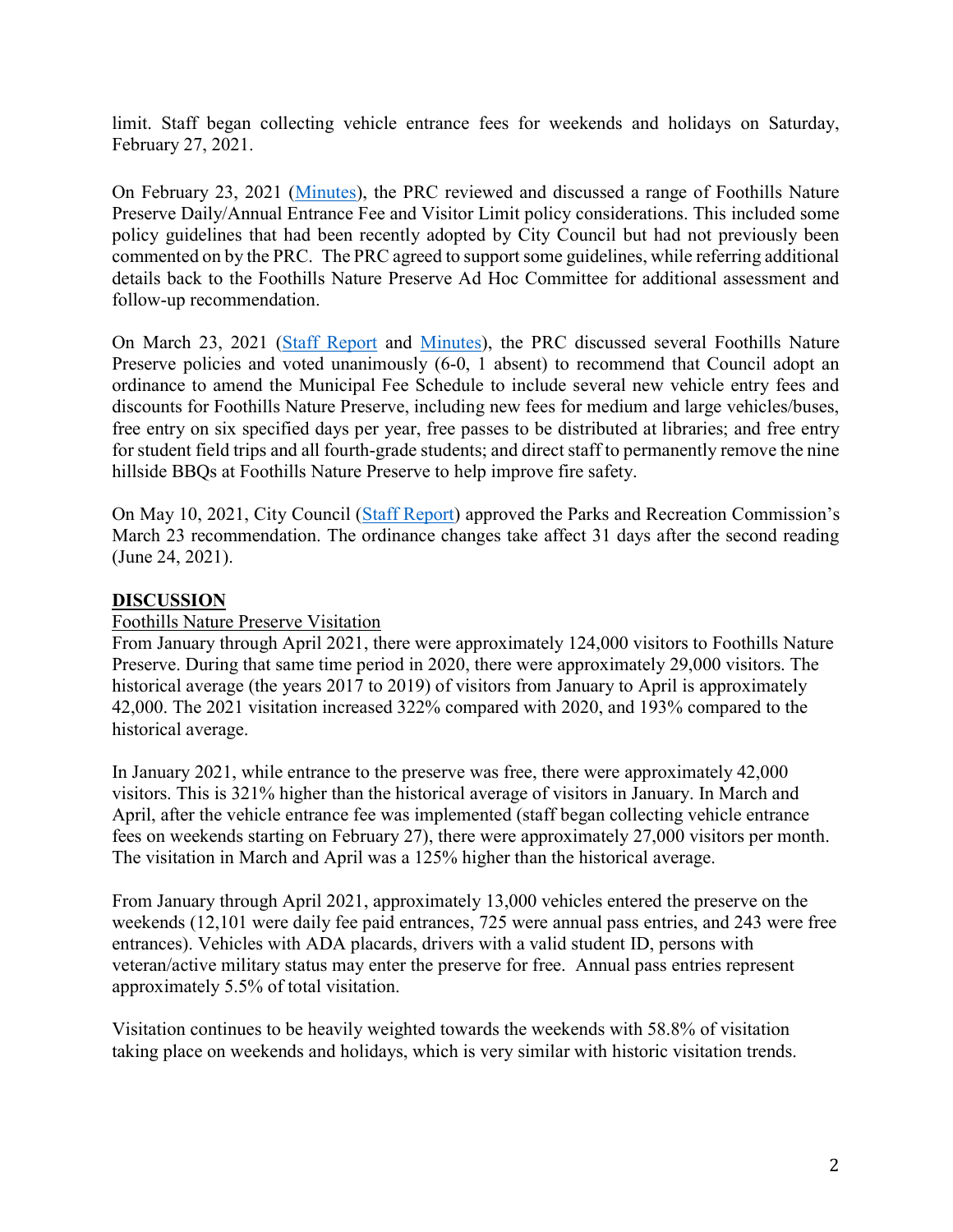limit. Staff began collecting vehicle entrance fees for weekends and holidays on Saturday, February 27, 2021.

On February 23, 2021 (Minutes), the PRC reviewed and discussed a range of Foothills Nature Preserve Daily/Annual Entrance Fee and Visitor Limit policy considerations. This included some policy guidelines that had been recently adopted by City Council but had not previously been commented on by the PRC. The PRC agreed to support some guidelines, while referring additional details back to the Foothills Nature Preserve Ad Hoc Committee for additional assessment and follow-up recommendation.

On March 23, 2021 (Staff Report and Minutes), the PRC discussed several Foothills Nature Preserve policies and voted unanimously (6-0, 1 absent) to recommend that Council adopt an ordinance to amend the Municipal Fee Schedule to include several new vehicle entry fees and discounts for Foothills Nature Preserve, including new fees for medium and large vehicles/buses, free entry on six specified days per year, free passes to be distributed at libraries; and free entry for student field trips and all fourth-grade students; and direct staff to permanently remove the nine hillside BBQs at Foothills Nature Preserve to help improve fire safety.

On May 10, 2021, City Council (Staff Report) approved the Parks and Recreation Commission's March 23 recommendation. The ordinance changes take affect 31 days after the second reading (June 24, 2021).

## DISCUSSION

Foothills Nature Preserve Visitation

From January through April 2021, there were approximately 124,000 visitors to Foothills Nature Preserve. During that same time period in 2020, there were approximately 29,000 visitors. The historical average (the years 2017 to 2019) of visitors from January to April is approximately 42,000. The 2021 visitation increased 322% compared with 2020, and 193% compared to the historical average.

In January 2021, while entrance to the preserve was free, there were approximately 42,000 visitors. This is 321% higher than the historical average of visitors in January. In March and April, after the vehicle entrance fee was implemented (staff began collecting vehicle entrance fees on weekends starting on February 27), there were approximately 27,000 visitors per month. The visitation in March and April was a 125% higher than the historical average.

From January through April 2021, approximately 13,000 vehicles entered the preserve on the weekends (12,101 were daily fee paid entrances, 725 were annual pass entries, and 243 were free entrances). Vehicles with ADA placards, drivers with a valid student ID, persons with veteran/active military status may enter the preserve for free. Annual pass entries represent approximately 5.5% of total visitation.

Visitation continues to be heavily weighted towards the weekends with 58.8% of visitation taking place on weekends and holidays, which is very similar with historic visitation trends.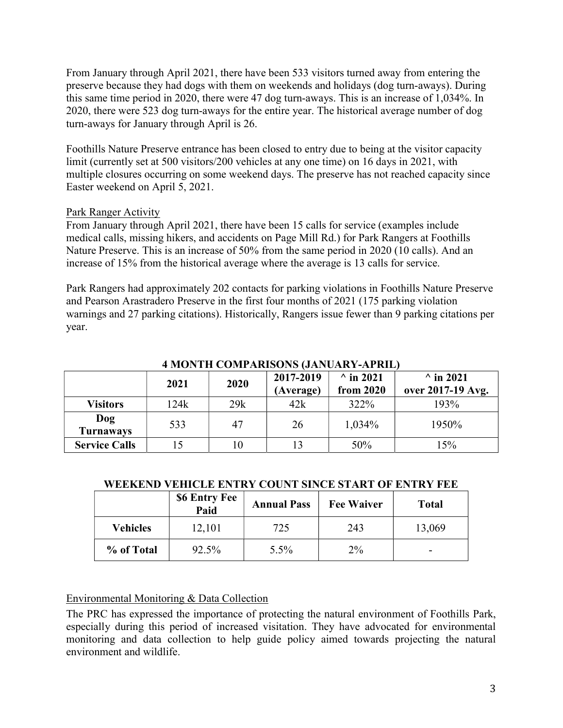From January through April 2021, there have been 533 visitors turned away from entering the preserve because they had dogs with them on weekends and holidays (dog turn-aways). During this same time period in 2020, there were 47 dog turn-aways. This is an increase of 1,034%. In 2020, there were 523 dog turn-aways for the entire year. The historical average number of dog turn-aways for January through April is 26.

Foothills Nature Preserve entrance has been closed to entry due to being at the visitor capacity limit (currently set at 500 visitors/200 vehicles at any one time) on 16 days in 2021, with multiple closures occurring on some weekend days. The preserve has not reached capacity since Easter weekend on April 5, 2021.

Park Ranger Activity

From January through April 2021, there have been 15 calls for service (examples include medical calls, missing hikers, and accidents on Page Mill Rd.) for Park Rangers at Foothills Nature Preserve. This is an increase of 50% from the same period in 2020 (10 calls). And an increase of 15% from the historical average where the average is 13 calls for service.

Park Rangers had approximately 202 contacts for parking violations in Foothills Nature Preserve and Pearson Arastradero Preserve in the first four months of 2021 (175 parking violation warnings and 27 parking citations). Historically, Rangers issue fewer than 9 parking citations per year.

**4 MONTH COMPARISONS (JANUARY-APRIL)**

| | 2021 | 2020 | 2017-2019 (Average) | ^ in 2021 from 2020 | ^ in 2021 over 2017-19 Avg. |
|---|---|---|---|---|---|
| **Visitors** | 124k | 29k | 42k | 322% | 193% |
| **Dog Turnaways** | 533 | 47 | 26 | 1,034% | 1950% |
| **Service Calls** | 15 | 10 | 13 | 50% | 15% |

**WEEKEND VEHICLE ENTRY COUNT SINCE START OF ENTRY FEE**

| | $6 Entry Fee Paid | Annual Pass | Fee Waiver | Total |
|---|---|---|---|---|
| **Vehicles** | 12,101 | 725 | 243 | 13,069 |
| **% of Total** | 92.5% | 5.5% | 2% | - |

Environmental Monitoring & Data Collection

The PRC has expressed the importance of protecting the natural environment of Foothills Park, especially during this period of increased visitation. They have advocated for environmental monitoring and data collection to help guide policy aimed towards projecting the natural environment and wildlife.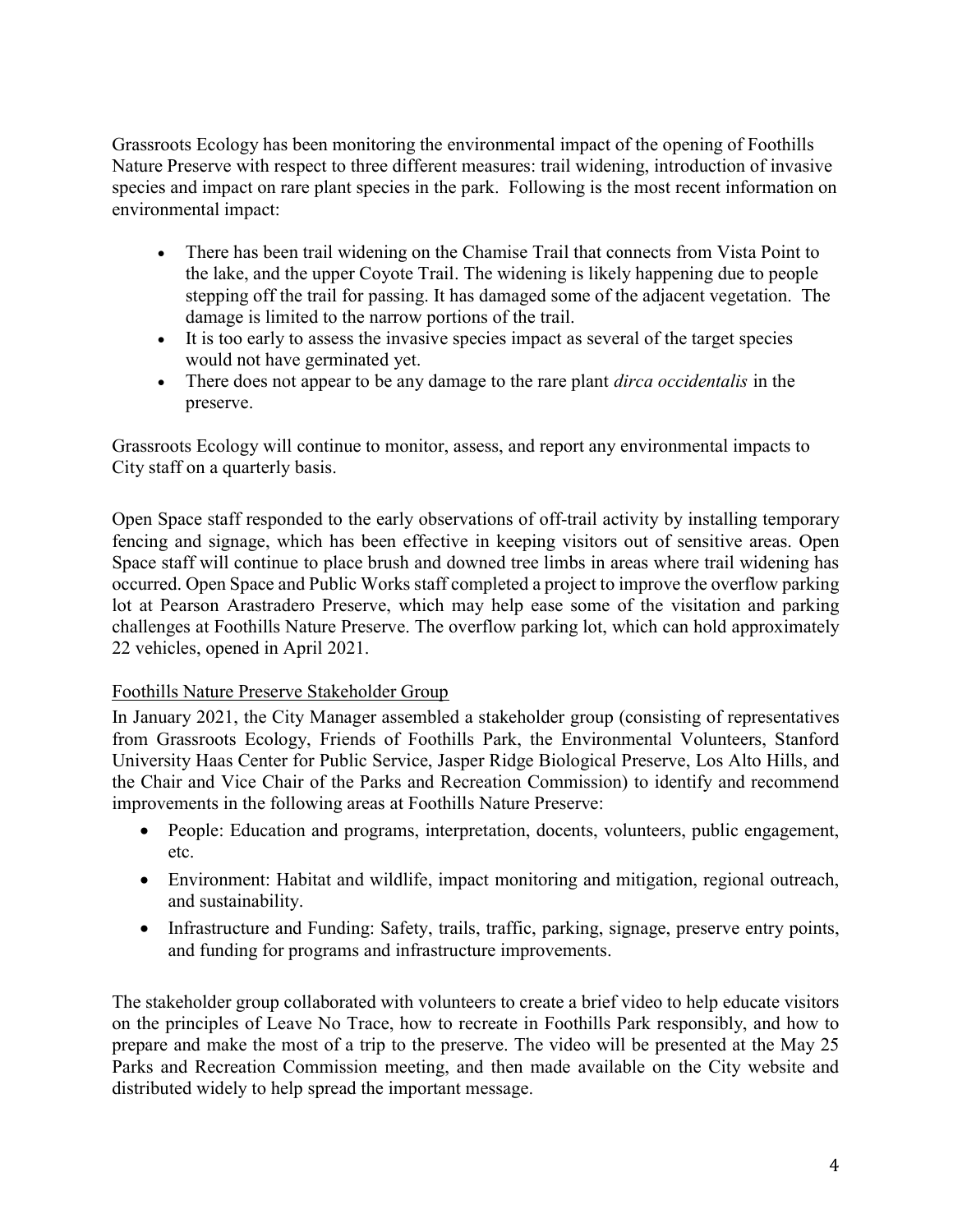Grassroots Ecology has been monitoring the environmental impact of the opening of Foothills Nature Preserve with respect to three different measures: trail widening, introduction of invasive species and impact on rare plant species in the park. Following is the most recent information on environmental impact:

- There has been trail widening on the Chamise Trail that connects from Vista Point to the lake, and the upper Coyote Trail. The widening is likely happening due to people stepping off the trail for passing. It has damaged some of the adjacent vegetation. The damage is limited to the narrow portions of the trail.
- It is too early to assess the invasive species impact as several of the target species would not have germinated yet.
- There does not appear to be any damage to the rare plant *dirca occidentalis* in the preserve.

Grassroots Ecology will continue to monitor, assess, and report any environmental impacts to City staff on a quarterly basis.

Open Space staff responded to the early observations of off-trail activity by installing temporary fencing and signage, which has been effective in keeping visitors out of sensitive areas. Open Space staff will continue to place brush and downed tree limbs in areas where trail widening has occurred. Open Space and Public Works staff completed a project to improve the overflow parking lot at Pearson Arastradero Preserve, which may help ease some of the visitation and parking challenges at Foothills Nature Preserve. The overflow parking lot, which can hold approximately 22 vehicles, opened in April 2021.

<u>Foothills Nature Preserve Stakeholder Group</u>

In January 2021, the City Manager assembled a stakeholder group (consisting of representatives from Grassroots Ecology, Friends of Foothills Park, the Environmental Volunteers, Stanford University Haas Center for Public Service, Jasper Ridge Biological Preserve, Los Alto Hills, and the Chair and Vice Chair of the Parks and Recreation Commission) to identify and recommend improvements in the following areas at Foothills Nature Preserve:

- People: Education and programs, interpretation, docents, volunteers, public engagement, etc.
- Environment: Habitat and wildlife, impact monitoring and mitigation, regional outreach, and sustainability.
- Infrastructure and Funding: Safety, trails, traffic, parking, signage, preserve entry points, and funding for programs and infrastructure improvements.

The stakeholder group collaborated with volunteers to create a brief video to help educate visitors on the principles of Leave No Trace, how to recreate in Foothills Park responsibly, and how to prepare and make the most of a trip to the preserve. The video will be presented at the May 25 Parks and Recreation Commission meeting, and then made available on the City website and distributed widely to help spread the important message.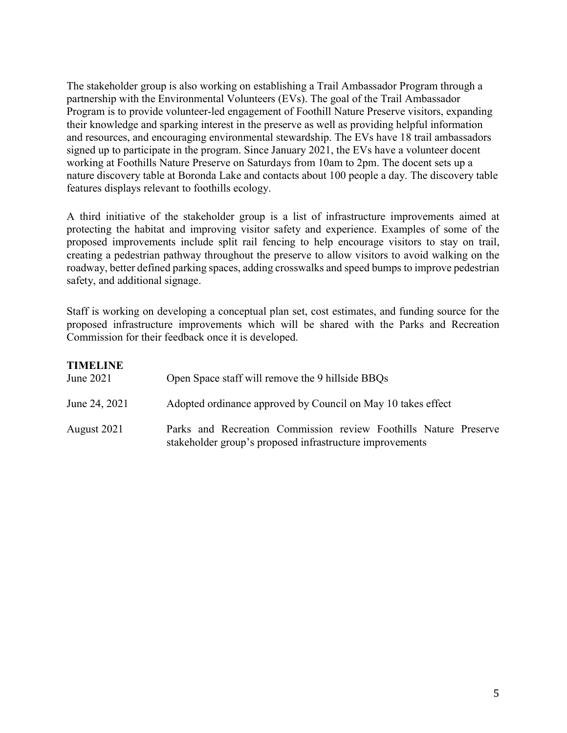The stakeholder group is also working on establishing a Trail Ambassador Program through a partnership with the Environmental Volunteers (EVs). The goal of the Trail Ambassador Program is to provide volunteer-led engagement of Foothill Nature Preserve visitors, expanding their knowledge and sparking interest in the preserve as well as providing helpful information and resources, and encouraging environmental stewardship. The EVs have 18 trail ambassadors signed up to participate in the program. Since January 2021, the EVs have a volunteer docent working at Foothills Nature Preserve on Saturdays from 10am to 2pm. The docent sets up a nature discovery table at Boronda Lake and contacts about 100 people a day. The discovery table features displays relevant to foothills ecology.

A third initiative of the stakeholder group is a list of infrastructure improvements aimed at protecting the habitat and improving visitor safety and experience. Examples of some of the proposed improvements include split rail fencing to help encourage visitors to stay on trail, creating a pedestrian pathway throughout the preserve to allow visitors to avoid walking on the roadway, better defined parking spaces, adding crosswalks and speed bumps to improve pedestrian safety, and additional signage.

Staff is working on developing a conceptual plan set, cost estimates, and funding source for the proposed infrastructure improvements which will be shared with the Parks and Recreation Commission for their feedback once it is developed.

**TIMELINE**

| | |
|---|---|
| June 2021 | Open Space staff will remove the 9 hillside BBQs |
| June 24, 2021 | Adopted ordinance approved by Council on May 10 takes effect |
| August 2021 | Parks and Recreation Commission review Foothills Nature Preserve stakeholder group's proposed infrastructure improvements |